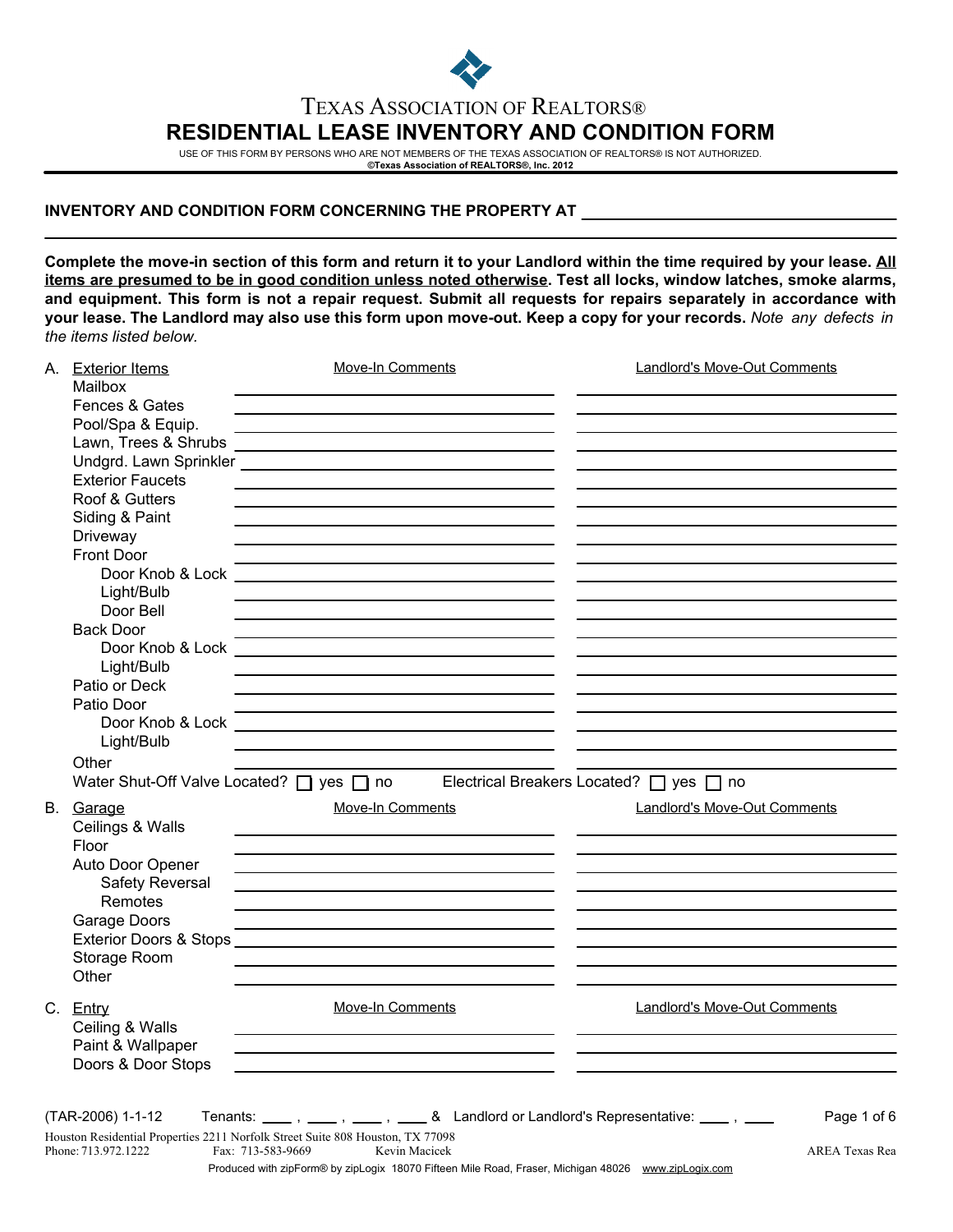TEXAS ASSOCIATION OF REALTORS®

# RESIDENTIAL LEASE INVENTORY AND CONDITION FORM

USE OF THIS FORM BY PERSONS WHO ARE NOT MEMBERS OF THE TEXAS ASSOCIATION OF REALTORS® IS NOT AUTHORIZED.
**©Texas Association of REALTORS®, Inc. 2012**

**INVENTORY AND CONDITION FORM CONCERNING THE PROPERTY AT** ______________________________

______________________________________________________________________________

**Complete the move-in section of this form and return it to your Landlord within the time required by your lease. All items are presumed to be in good condition unless noted otherwise. Test all locks, window latches, smoke alarms, and equipment. This form is not a repair request. Submit all requests for repairs separately in accordance with your lease. The Landlord may also use this form upon move-out. Keep a copy for your records.** *Note any defects in the items listed below.*

| A. Exterior Items | Move-In Comments | Landlord's Move-Out Comments |
|---|---|---|
| Mailbox | | |
| Fences & Gates | | |
| Pool/Spa & Equip. | | |
| Lawn, Trees & Shrubs | | |
| Undgrd. Lawn Sprinkler | | |
| Exterior Faucets | | |
| Roof & Gutters | | |
| Siding & Paint | | |
| Driveway | | |
| Front Door | | |
| Door Knob & Lock | | |
| Light/Bulb | | |
| Door Bell | | |
| Back Door | | |
| Door Knob & Lock | | |
| Light/Bulb | | |
| Patio or Deck | | |
| Patio Door | | |
| Door Knob & Lock | | |
| Light/Bulb | | |
| Other | | |

Water Shut-Off Valve Located? ☐ yes ☐ no    Electrical Breakers Located? ☐ yes ☐ no

| B. Garage | Move-In Comments | Landlord's Move-Out Comments |
|---|---|---|
| Ceilings & Walls | | |
| Floor | | |
| Auto Door Opener | | |
| Safety Reversal | | |
| Remotes | | |
| Garage Doors | | |
| Exterior Doors & Stops | | |
| Storage Room | | |
| Other | | |

| C. Entry | Move-In Comments | Landlord's Move-Out Comments |
|---|---|---|
| Ceiling & Walls | | |
| Paint & Wallpaper | | |
| Doors & Door Stops | | |

(TAR-2006) 1-1-12    Tenants: ____ , ____ , ____ , ____ & Landlord or Landlord's Representative: ____ , ____

Houston Residential Properties 2211 Norfolk Street Suite 808 Houston, TX 77098
Phone: 713.972.1222    Fax: 713-583-9669    Kevin Macicek    AREA Texas Rea

Produced with zipForm® by zipLogix 18070 Fifteen Mile Road, Fraser, Michigan 48026 www.zipLogix.com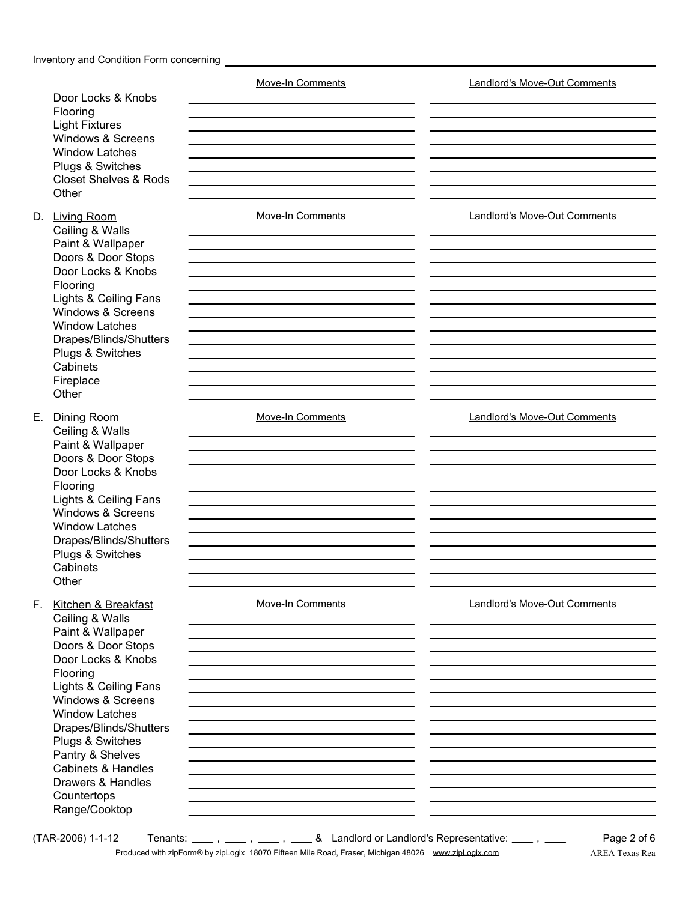Inventory and Condition Form concerning ______________________________________________

| | Move-In Comments | Landlord's Move-Out Comments |
|---|---|---|
| Door Locks & Knobs | | |
| Flooring | | |
| Light Fixtures | | |
| Windows & Screens | | |
| Window Latches | | |
| Plugs & Switches | | |
| Closet Shelves & Rods | | |
| Other | | |

D. Living Room

| | Move-In Comments | Landlord's Move-Out Comments |
|---|---|---|
| Ceiling & Walls | | |
| Paint & Wallpaper | | |
| Doors & Door Stops | | |
| Door Locks & Knobs | | |
| Flooring | | |
| Lights & Ceiling Fans | | |
| Windows & Screens | | |
| Window Latches | | |
| Drapes/Blinds/Shutters | | |
| Plugs & Switches | | |
| Cabinets | | |
| Fireplace | | |
| Other | | |

E. Dining Room

| | Move-In Comments | Landlord's Move-Out Comments |
|---|---|---|
| Ceiling & Walls | | |
| Paint & Wallpaper | | |
| Doors & Door Stops | | |
| Door Locks & Knobs | | |
| Flooring | | |
| Lights & Ceiling Fans | | |
| Windows & Screens | | |
| Window Latches | | |
| Drapes/Blinds/Shutters | | |
| Plugs & Switches | | |
| Cabinets | | |
| Other | | |

F. Kitchen & Breakfast

| | Move-In Comments | Landlord's Move-Out Comments |
|---|---|---|
| Ceiling & Walls | | |
| Paint & Wallpaper | | |
| Doors & Door Stops | | |
| Door Locks & Knobs | | |
| Flooring | | |
| Lights & Ceiling Fans | | |
| Windows & Screens | | |
| Window Latches | | |
| Drapes/Blinds/Shutters | | |
| Plugs & Switches | | |
| Pantry & Shelves | | |
| Cabinets & Handles | | |
| Drawers & Handles | | |
| Countertops | | |
| Range/Cooktop | | |

(TAR-2006) 1-1-12 Tenants: ____ , ____ , ____ , ____ & Landlord or Landlord's Representative: ____ , ____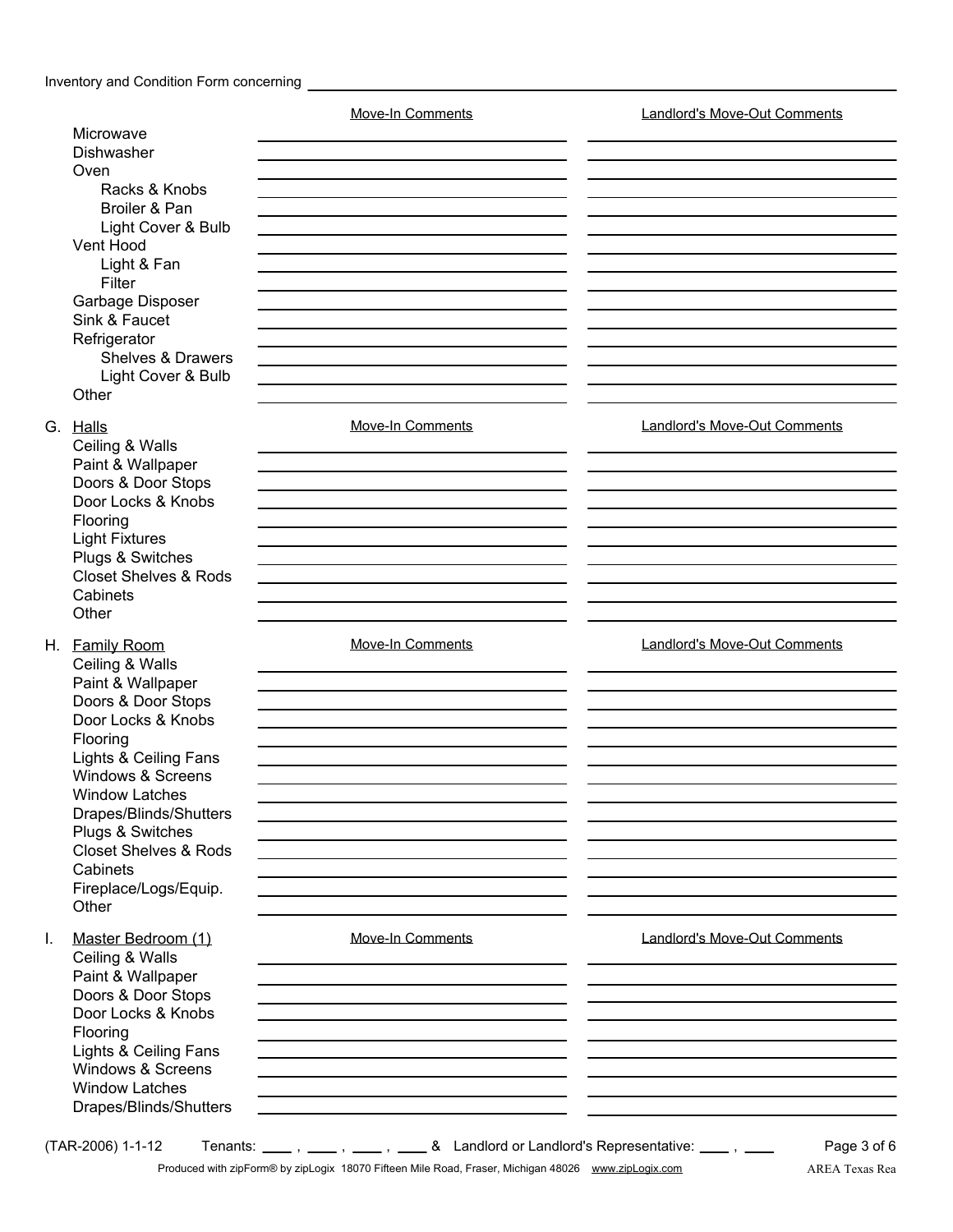Inventory and Condition Form concerning ______________________________

| | Move-In Comments | Landlord's Move-Out Comments |
|---|---|---|
| Microwave | | |
| Dishwasher | | |
| Oven | | |
| Racks & Knobs | | |
| Broiler & Pan | | |
| Light Cover & Bulb | | |
| Vent Hood | | |
| Light & Fan | | |
| Filter | | |
| Garbage Disposer | | |
| Sink & Faucet | | |
| Refrigerator | | |
| Shelves & Drawers | | |
| Light Cover & Bulb | | |
| Other | | |

G. Halls

| | Move-In Comments | Landlord's Move-Out Comments |
|---|---|---|
| Ceiling & Walls | | |
| Paint & Wallpaper | | |
| Doors & Door Stops | | |
| Door Locks & Knobs | | |
| Flooring | | |
| Light Fixtures | | |
| Plugs & Switches | | |
| Closet Shelves & Rods | | |
| Cabinets | | |
| Other | | |

H. Family Room

| | Move-In Comments | Landlord's Move-Out Comments |
|---|---|---|
| Ceiling & Walls | | |
| Paint & Wallpaper | | |
| Doors & Door Stops | | |
| Door Locks & Knobs | | |
| Flooring | | |
| Lights & Ceiling Fans | | |
| Windows & Screens | | |
| Window Latches | | |
| Drapes/Blinds/Shutters | | |
| Plugs & Switches | | |
| Closet Shelves & Rods | | |
| Cabinets | | |
| Fireplace/Logs/Equip. | | |
| Other | | |

I. Master Bedroom (1)

| | Move-In Comments | Landlord's Move-Out Comments |
|---|---|---|
| Ceiling & Walls | | |
| Paint & Wallpaper | | |
| Doors & Door Stops | | |
| Door Locks & Knobs | | |
| Flooring | | |
| Lights & Ceiling Fans | | |
| Windows & Screens | | |
| Window Latches | | |
| Drapes/Blinds/Shutters | | |

(TAR-2006) 1-1-12 Tenants: ____ , ____ , ____ , ____ & Landlord or Landlord's Representative: ____ , ____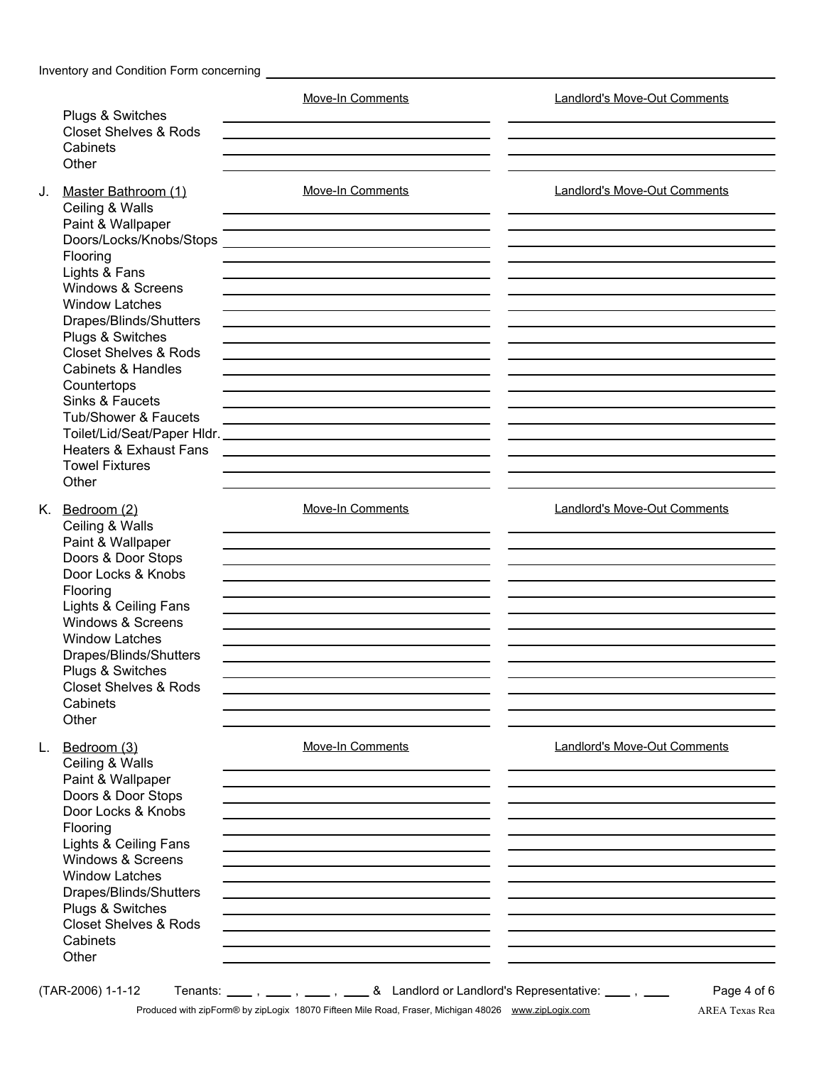Inventory and Condition Form concerning ______________________________

| | Move-In Comments | Landlord's Move-Out Comments |
|---|---|---|
| Plugs & Switches | | |
| Closet Shelves & Rods | | |
| Cabinets | | |
| Other | | |

J. Master Bathroom (1)

| | Move-In Comments | Landlord's Move-Out Comments |
|---|---|---|
| Ceiling & Walls | | |
| Paint & Wallpaper | | |
| Doors/Locks/Knobs/Stops | | |
| Flooring | | |
| Lights & Fans | | |
| Windows & Screens | | |
| Window Latches | | |
| Drapes/Blinds/Shutters | | |
| Plugs & Switches | | |
| Closet Shelves & Rods | | |
| Cabinets & Handles | | |
| Countertops | | |
| Sinks & Faucets | | |
| Tub/Shower & Faucets | | |
| Toilet/Lid/Seat/Paper Hldr. | | |
| Heaters & Exhaust Fans | | |
| Towel Fixtures | | |
| Other | | |

K. Bedroom (2)

| | Move-In Comments | Landlord's Move-Out Comments |
|---|---|---|
| Ceiling & Walls | | |
| Paint & Wallpaper | | |
| Doors & Door Stops | | |
| Door Locks & Knobs | | |
| Flooring | | |
| Lights & Ceiling Fans | | |
| Windows & Screens | | |
| Window Latches | | |
| Drapes/Blinds/Shutters | | |
| Plugs & Switches | | |
| Closet Shelves & Rods | | |
| Cabinets | | |
| Other | | |

L. Bedroom (3)

| | Move-In Comments | Landlord's Move-Out Comments |
|---|---|---|
| Ceiling & Walls | | |
| Paint & Wallpaper | | |
| Doors & Door Stops | | |
| Door Locks & Knobs | | |
| Flooring | | |
| Lights & Ceiling Fans | | |
| Windows & Screens | | |
| Window Latches | | |
| Drapes/Blinds/Shutters | | |
| Plugs & Switches | | |
| Closet Shelves & Rods | | |
| Cabinets | | |
| Other | | |

(TAR-2006) 1-1-12 Tenants: ____ , ____ , ____ , ____ & Landlord or Landlord's Representative: ____ , ____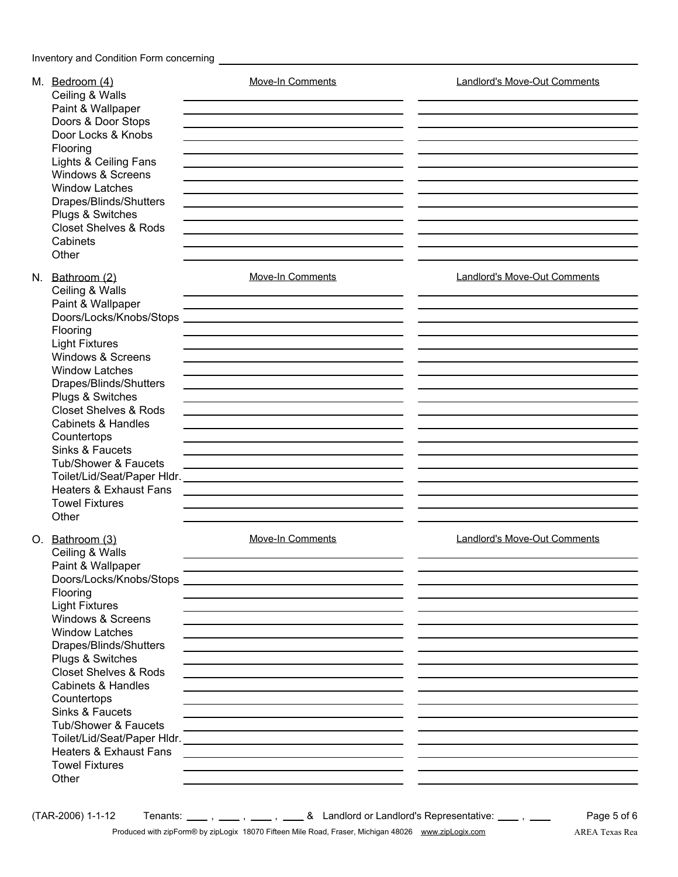Inventory and Condition Form concerning ______________________________

**M. Bedroom (4)**

| | Move-In Comments | Landlord's Move-Out Comments |
|---|---|---|
| Ceiling & Walls | | |
| Paint & Wallpaper | | |
| Doors & Door Stops | | |
| Door Locks & Knobs | | |
| Flooring | | |
| Lights & Ceiling Fans | | |
| Windows & Screens | | |
| Window Latches | | |
| Drapes/Blinds/Shutters | | |
| Plugs & Switches | | |
| Closet Shelves & Rods | | |
| Cabinets | | |
| Other | | |

**N. Bathroom (2)**

| | Move-In Comments | Landlord's Move-Out Comments |
|---|---|---|
| Ceiling & Walls | | |
| Paint & Wallpaper | | |
| Doors/Locks/Knobs/Stops | | |
| Flooring | | |
| Light Fixtures | | |
| Windows & Screens | | |
| Window Latches | | |
| Drapes/Blinds/Shutters | | |
| Plugs & Switches | | |
| Closet Shelves & Rods | | |
| Cabinets & Handles | | |
| Countertops | | |
| Sinks & Faucets | | |
| Tub/Shower & Faucets | | |
| Toilet/Lid/Seat/Paper Hldr. | | |
| Heaters & Exhaust Fans | | |
| Towel Fixtures | | |
| Other | | |

**O. Bathroom (3)**

| | Move-In Comments | Landlord's Move-Out Comments |
|---|---|---|
| Ceiling & Walls | | |
| Paint & Wallpaper | | |
| Doors/Locks/Knobs/Stops | | |
| Flooring | | |
| Light Fixtures | | |
| Windows & Screens | | |
| Window Latches | | |
| Drapes/Blinds/Shutters | | |
| Plugs & Switches | | |
| Closet Shelves & Rods | | |
| Cabinets & Handles | | |
| Countertops | | |
| Sinks & Faucets | | |
| Tub/Shower & Faucets | | |
| Toilet/Lid/Seat/Paper Hldr. | | |
| Heaters & Exhaust Fans | | |
| Towel Fixtures | | |
| Other | | |

(TAR-2006) 1-1-12 Tenants: ____ , ____ , ____ , ____ & Landlord or Landlord's Representative: ____ , ____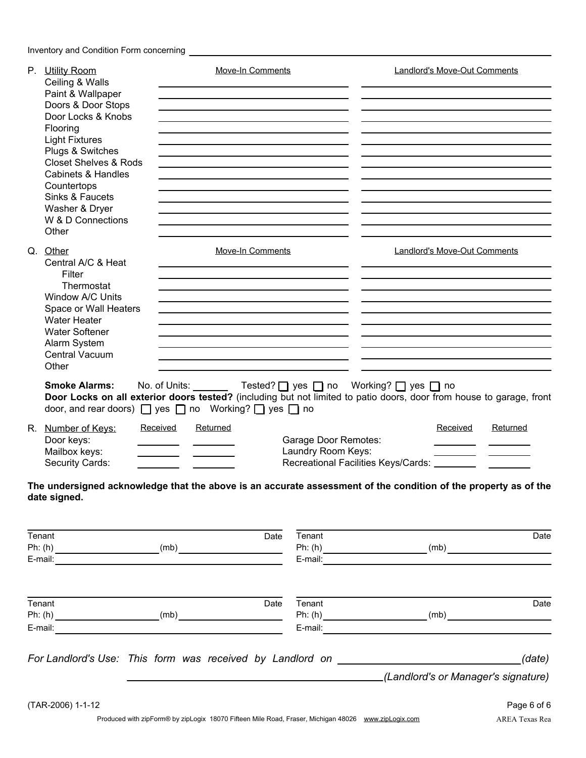Inventory and Condition Form concerning ______________________________

| P. Utility Room | Move-In Comments | Landlord's Move-Out Comments |
|---|---|---|
| Ceiling & Walls | | |
| Paint & Wallpaper | | |
| Doors & Door Stops | | |
| Door Locks & Knobs | | |
| Flooring | | |
| Light Fixtures | | |
| Plugs & Switches | | |
| Closet Shelves & Rods | | |
| Cabinets & Handles | | |
| Countertops | | |
| Sinks & Faucets | | |
| Washer & Dryer | | |
| W & D Connections | | |
| Other | | |

| Q. Other | Move-In Comments | Landlord's Move-Out Comments |
|---|---|---|
| Central A/C & Heat | | |
| Filter | | |
| Thermostat | | |
| Window A/C Units | | |
| Space or Wall Heaters | | |
| Water Heater | | |
| Water Softener | | |
| Alarm System | | |
| Central Vacuum | | |
| Other | | |

**Smoke Alarms:** No. of Units: _______ Tested? ☐ yes ☐ no Working? ☐ yes ☐ no

**Door Locks on all exterior doors tested?** (including but not limited to patio doors, door from house to garage, front door, and rear doors) ☐ yes ☐ no Working? ☐ yes ☐ no

| R. Number of Keys: | Received | Returned | | Received | Returned |
|---|---|---|---|---|---|
| Door keys: | ________ | ________ | Garage Door Remotes: | ________ | ________ |
| Mailbox keys: | ________ | ________ | Laundry Room Keys: | ________ | ________ |
| Security Cards: | ________ | ________ | Recreational Facilities Keys/Cards: | ________ | ________ |

**The undersigned acknowledge that the above is an accurate assessment of the condition of the property as of the date signed.**

______________________________
Tenant Date
Ph: (h) ______________ (mb) ______________
E-mail: ______________

______________________________
Tenant Date
Ph: (h) ______________ (mb) ______________
E-mail: ______________

______________________________
Tenant Date
Ph: (h) ______________ (mb) ______________
E-mail: ______________

______________________________
Tenant Date
Ph: (h) ______________ (mb) ______________
E-mail: ______________

*For Landlord's Use: This form was received by Landlord on ______________________________ (date)*

*______________________________ (Landlord's or Manager's signature)*

(TAR-2006) 1-1-12

Produced with zipForm® by zipLogix 18070 Fifteen Mile Road, Fraser, Michigan 48026 www.zipLogix.com AREA Texas Rea